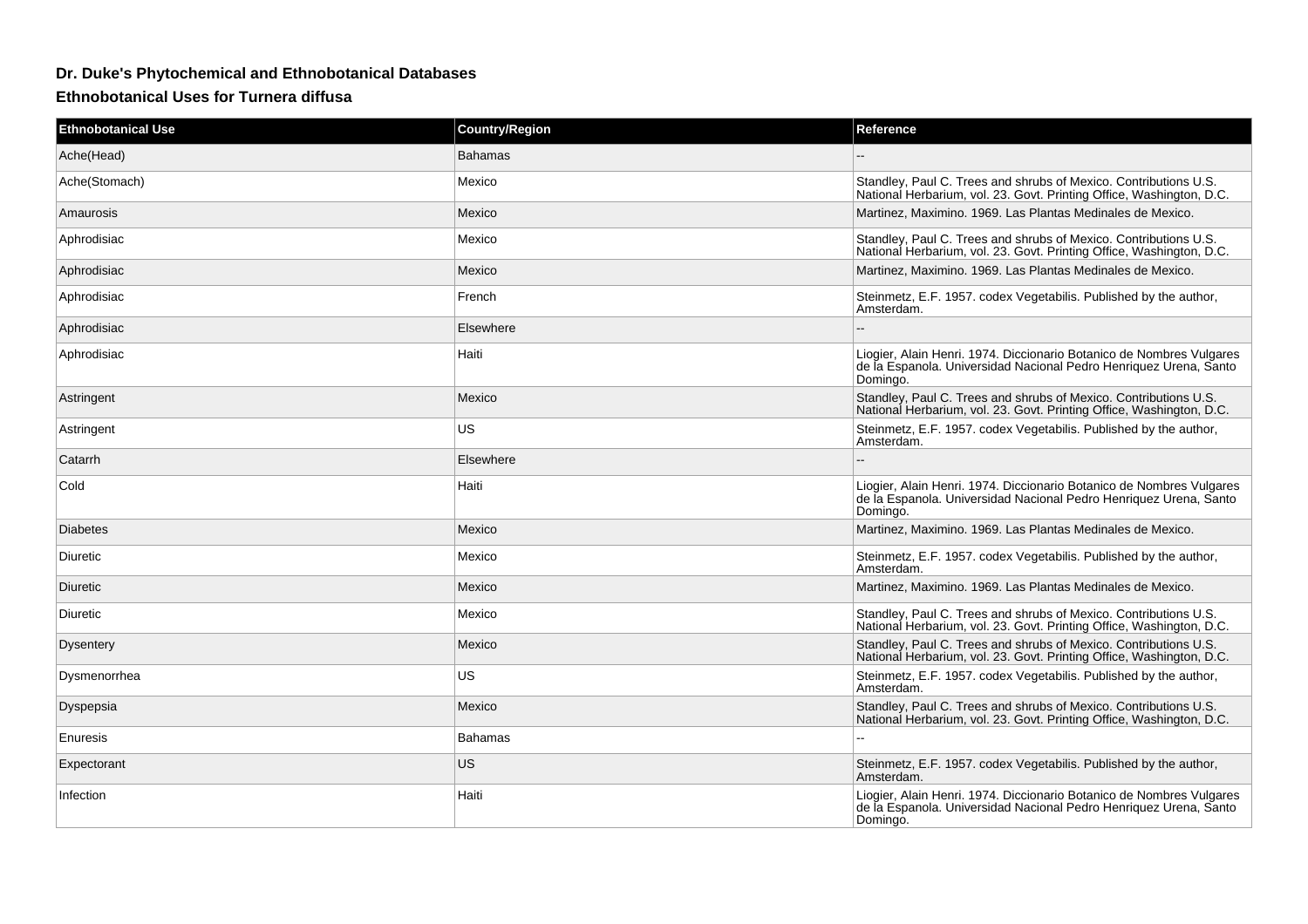## Dr. Duke's Phytochemical and Ethnobotanical Databases

### Ethnobotanical Uses for Turnera diffusa

| Ethnobotanical Use | Country/Region | Reference |
|---|---|---|
| Ache(Head) | Bahamas | -- |
| Ache(Stomach) | Mexico | Standley, Paul C. Trees and shrubs of Mexico. Contributions U.S. National Herbarium, vol. 23. Govt. Printing Office, Washington, D.C. |
| Amaurosis | Mexico | Martinez, Maximino. 1969. Las Plantas Medinales de Mexico. |
| Aphrodisiac | Mexico | Standley, Paul C. Trees and shrubs of Mexico. Contributions U.S. National Herbarium, vol. 23. Govt. Printing Office, Washington, D.C. |
| Aphrodisiac | Mexico | Martinez, Maximino. 1969. Las Plantas Medinales de Mexico. |
| Aphrodisiac | French | Steinmetz, E.F. 1957. codex Vegetabilis. Published by the author, Amsterdam. |
| Aphrodisiac | Elsewhere | -- |
| Aphrodisiac | Haiti | Liogier, Alain Henri. 1974. Diccionario Botanico de Nombres Vulgares de la Espanola. Universidad Nacional Pedro Henriquez Urena, Santo Domingo. |
| Astringent | Mexico | Standley, Paul C. Trees and shrubs of Mexico. Contributions U.S. National Herbarium, vol. 23. Govt. Printing Office, Washington, D.C. |
| Astringent | US | Steinmetz, E.F. 1957. codex Vegetabilis. Published by the author, Amsterdam. |
| Catarrh | Elsewhere | -- |
| Cold | Haiti | Liogier, Alain Henri. 1974. Diccionario Botanico de Nombres Vulgares de la Espanola. Universidad Nacional Pedro Henriquez Urena, Santo Domingo. |
| Diabetes | Mexico | Martinez, Maximino. 1969. Las Plantas Medinales de Mexico. |
| Diuretic | Mexico | Steinmetz, E.F. 1957. codex Vegetabilis. Published by the author, Amsterdam. |
| Diuretic | Mexico | Martinez, Maximino. 1969. Las Plantas Medinales de Mexico. |
| Diuretic | Mexico | Standley, Paul C. Trees and shrubs of Mexico. Contributions U.S. National Herbarium, vol. 23. Govt. Printing Office, Washington, D.C. |
| Dysentery | Mexico | Standley, Paul C. Trees and shrubs of Mexico. Contributions U.S. National Herbarium, vol. 23. Govt. Printing Office, Washington, D.C. |
| Dysmenorrhea | US | Steinmetz, E.F. 1957. codex Vegetabilis. Published by the author, Amsterdam. |
| Dyspepsia | Mexico | Standley, Paul C. Trees and shrubs of Mexico. Contributions U.S. National Herbarium, vol. 23. Govt. Printing Office, Washington, D.C. |
| Enuresis | Bahamas | -- |
| Expectorant | US | Steinmetz, E.F. 1957. codex Vegetabilis. Published by the author, Amsterdam. |
| Infection | Haiti | Liogier, Alain Henri. 1974. Diccionario Botanico de Nombres Vulgares de la Espanola. Universidad Nacional Pedro Henriquez Urena, Santo Domingo. |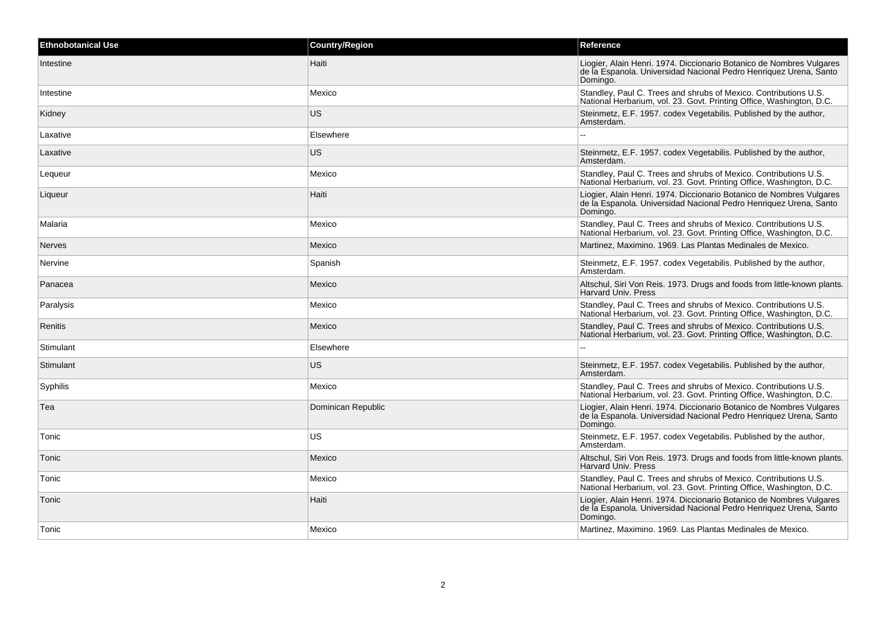| Ethnobotanical Use | Country/Region | Reference |
| --- | --- | --- |
| Intestine | Haiti | Liogier, Alain Henri. 1974. Diccionario Botanico de Nombres Vulgares de la Espanola. Universidad Nacional Pedro Henriquez Urena, Santo Domingo. |
| Intestine | Mexico | Standley, Paul C. Trees and shrubs of Mexico. Contributions U.S. National Herbarium, vol. 23. Govt. Printing Office, Washington, D.C. |
| Kidney | US | Steinmetz, E.F. 1957. codex Vegetabilis. Published by the author, Amsterdam. |
| Laxative | Elsewhere | -- |
| Laxative | US | Steinmetz, E.F. 1957. codex Vegetabilis. Published by the author, Amsterdam. |
| Lequeur | Mexico | Standley, Paul C. Trees and shrubs of Mexico. Contributions U.S. National Herbarium, vol. 23. Govt. Printing Office, Washington, D.C. |
| Liqueur | Haiti | Liogier, Alain Henri. 1974. Diccionario Botanico de Nombres Vulgares de la Espanola. Universidad Nacional Pedro Henriquez Urena, Santo Domingo. |
| Malaria | Mexico | Standley, Paul C. Trees and shrubs of Mexico. Contributions U.S. National Herbarium, vol. 23. Govt. Printing Office, Washington, D.C. |
| Nerves | Mexico | Martinez, Maximino. 1969. Las Plantas Medinales de Mexico. |
| Nervine | Spanish | Steinmetz, E.F. 1957. codex Vegetabilis. Published by the author, Amsterdam. |
| Panacea | Mexico | Altschul, Siri Von Reis. 1973. Drugs and foods from little-known plants. Harvard Univ. Press |
| Paralysis | Mexico | Standley, Paul C. Trees and shrubs of Mexico. Contributions U.S. National Herbarium, vol. 23. Govt. Printing Office, Washington, D.C. |
| Renitis | Mexico | Standley, Paul C. Trees and shrubs of Mexico. Contributions U.S. National Herbarium, vol. 23. Govt. Printing Office, Washington, D.C. |
| Stimulant | Elsewhere | -- |
| Stimulant | US | Steinmetz, E.F. 1957. codex Vegetabilis. Published by the author, Amsterdam. |
| Syphilis | Mexico | Standley, Paul C. Trees and shrubs of Mexico. Contributions U.S. National Herbarium, vol. 23. Govt. Printing Office, Washington, D.C. |
| Tea | Dominican Republic | Liogier, Alain Henri. 1974. Diccionario Botanico de Nombres Vulgares de la Espanola. Universidad Nacional Pedro Henriquez Urena, Santo Domingo. |
| Tonic | US | Steinmetz, E.F. 1957. codex Vegetabilis. Published by the author, Amsterdam. |
| Tonic | Mexico | Altschul, Siri Von Reis. 1973. Drugs and foods from little-known plants. Harvard Univ. Press |
| Tonic | Mexico | Standley, Paul C. Trees and shrubs of Mexico. Contributions U.S. National Herbarium, vol. 23. Govt. Printing Office, Washington, D.C. |
| Tonic | Haiti | Liogier, Alain Henri. 1974. Diccionario Botanico de Nombres Vulgares de la Espanola. Universidad Nacional Pedro Henriquez Urena, Santo Domingo. |
| Tonic | Mexico | Martinez, Maximino. 1969. Las Plantas Medinales de Mexico. |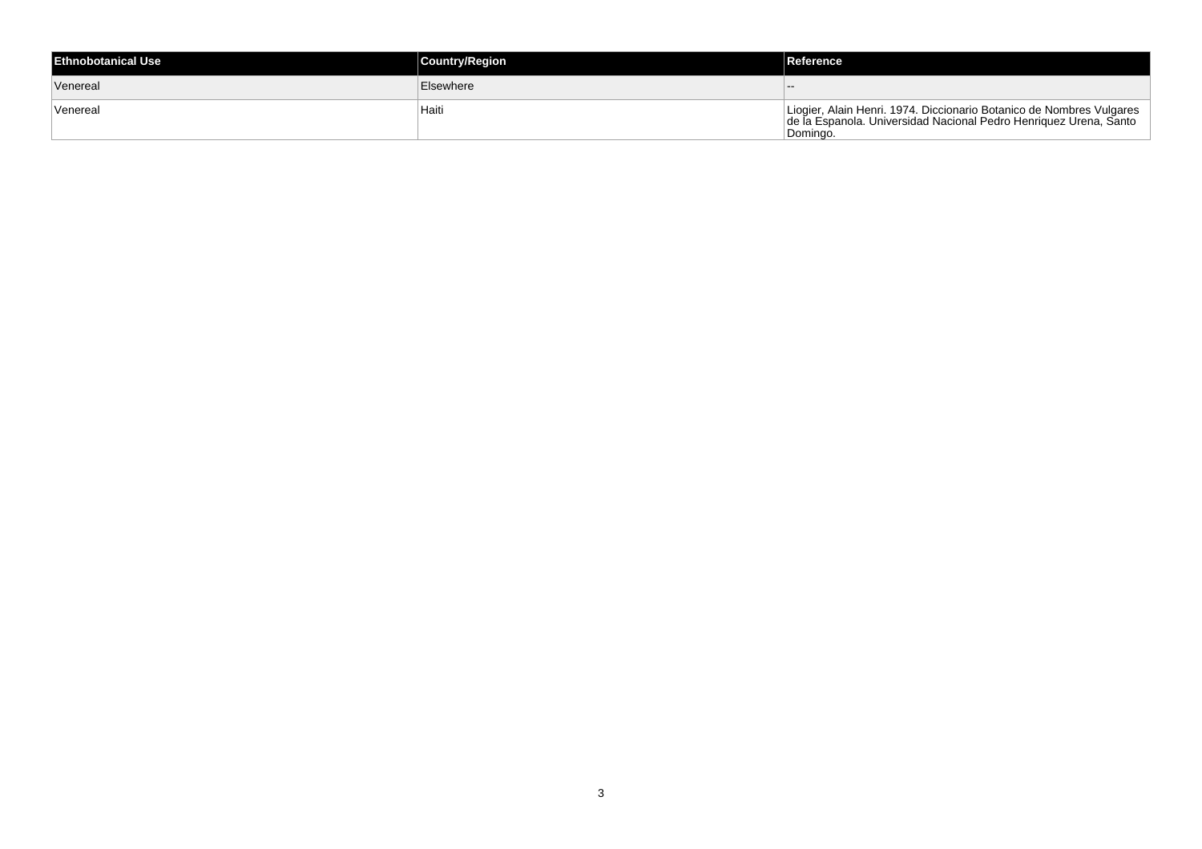| Ethnobotanical Use | Country/Region | Reference |
| --- | --- | --- |
| Venereal | Elsewhere | -- |
| Venereal | Haiti | Liogier, Alain Henri. 1974. Diccionario Botanico de Nombres Vulgares de la Espanola. Universidad Nacional Pedro Henriquez Urena, Santo Domingo. |